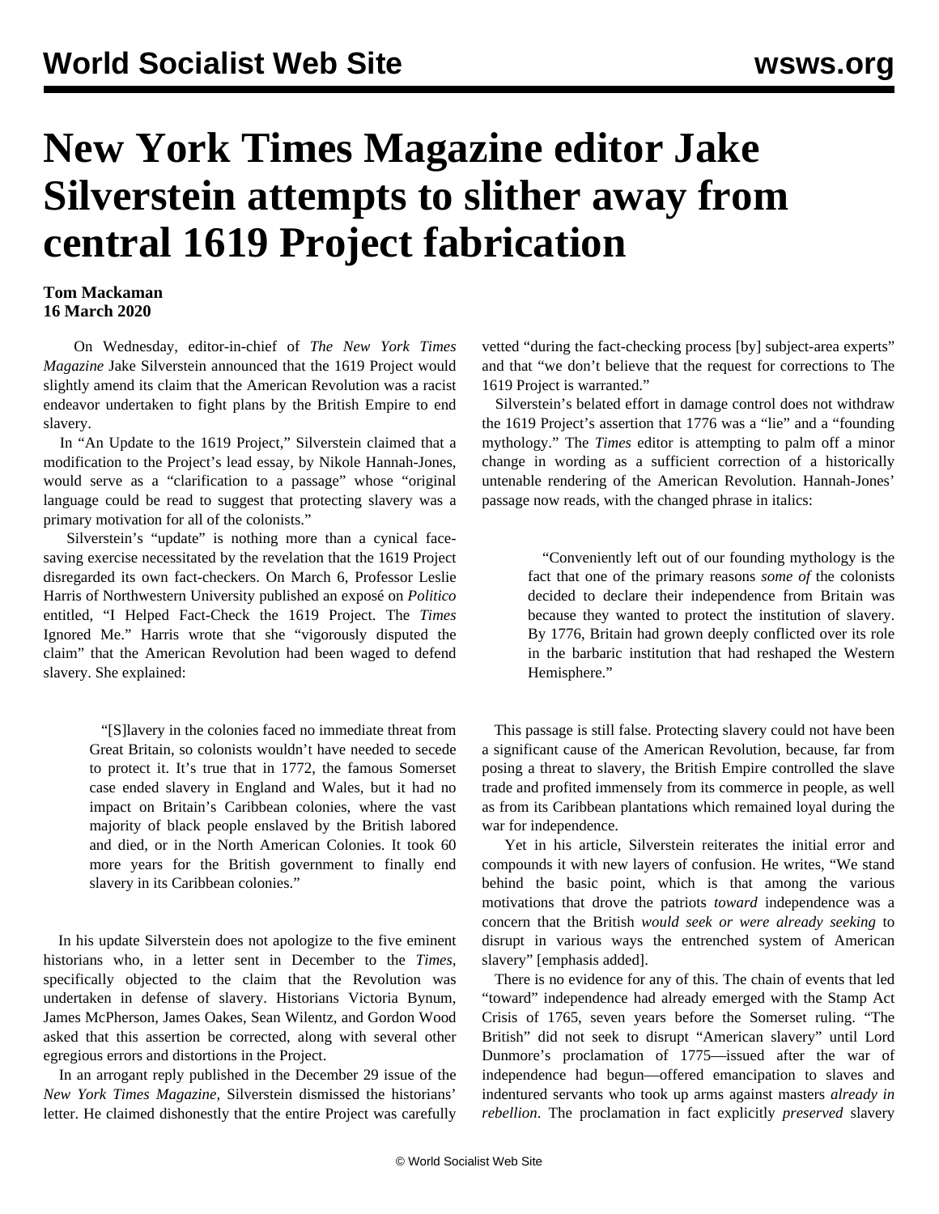# New York Times Magazine editor Jake Silverstein attempts to slither away from central 1619 Project fabrication

**Tom Mackaman**
**16 March 2020**

On Wednesday, editor-in-chief of *The New York Times Magazine* Jake Silverstein announced that the 1619 Project would slightly amend its claim that the American Revolution was a racist endeavor undertaken to fight plans by the British Empire to end slavery.

In "An Update to the 1619 Project," Silverstein claimed that a modification to the Project's lead essay, by Nikole Hannah-Jones, would serve as a "clarification to a passage" whose "original language could be read to suggest that protecting slavery was a primary motivation for all of the colonists."

Silverstein's "update" is nothing more than a cynical face-saving exercise necessitated by the revelation that the 1619 Project disregarded its own fact-checkers. On March 6, Professor Leslie Harris of Northwestern University published an exposé on *Politico* entitled, "I Helped Fact-Check the 1619 Project. The *Times* Ignored Me." Harris wrote that she "vigorously disputed the claim" that the American Revolution had been waged to defend slavery. She explained:

> "[S]lavery in the colonies faced no immediate threat from Great Britain, so colonists wouldn't have needed to secede to protect it. It's true that in 1772, the famous Somerset case ended slavery in England and Wales, but it had no impact on Britain's Caribbean colonies, where the vast majority of black people enslaved by the British labored and died, or in the North American Colonies. It took 60 more years for the British government to finally end slavery in its Caribbean colonies."

In his update Silverstein does not apologize to the five eminent historians who, in a letter sent in December to the *Times*, specifically objected to the claim that the Revolution was undertaken in defense of slavery. Historians Victoria Bynum, James McPherson, James Oakes, Sean Wilentz, and Gordon Wood asked that this assertion be corrected, along with several other egregious errors and distortions in the Project.

In an arrogant reply published in the December 29 issue of the *New York Times Magazine*, Silverstein dismissed the historians' letter. He claimed dishonestly that the entire Project was carefully vetted "during the fact-checking process [by] subject-area experts" and that "we don't believe that the request for corrections to The 1619 Project is warranted."

Silverstein's belated effort in damage control does not withdraw the 1619 Project's assertion that 1776 was a "lie" and a "founding mythology." The *Times* editor is attempting to palm off a minor change in wording as a sufficient correction of a historically untenable rendering of the American Revolution. Hannah-Jones' passage now reads, with the changed phrase in italics:

> "Conveniently left out of our founding mythology is the fact that one of the primary reasons *some of* the colonists decided to declare their independence from Britain was because they wanted to protect the institution of slavery. By 1776, Britain had grown deeply conflicted over its role in the barbaric institution that had reshaped the Western Hemisphere."

This passage is still false. Protecting slavery could not have been a significant cause of the American Revolution, because, far from posing a threat to slavery, the British Empire controlled the slave trade and profited immensely from its commerce in people, as well as from its Caribbean plantations which remained loyal during the war for independence.

Yet in his article, Silverstein reiterates the initial error and compounds it with new layers of confusion. He writes, "We stand behind the basic point, which is that among the various motivations that drove the patriots *toward* independence was a concern that the British *would seek or were already seeking* to disrupt in various ways the entrenched system of American slavery" [emphasis added].

There is no evidence for any of this. The chain of events that led "toward" independence had already emerged with the Stamp Act Crisis of 1765, seven years before the Somerset ruling. "The British" did not seek to disrupt "American slavery" until Lord Dunmore's proclamation of 1775—issued after the war of independence had begun—offered emancipation to slaves and indentured servants who took up arms against masters *already in rebellion*. The proclamation in fact explicitly *preserved* slavery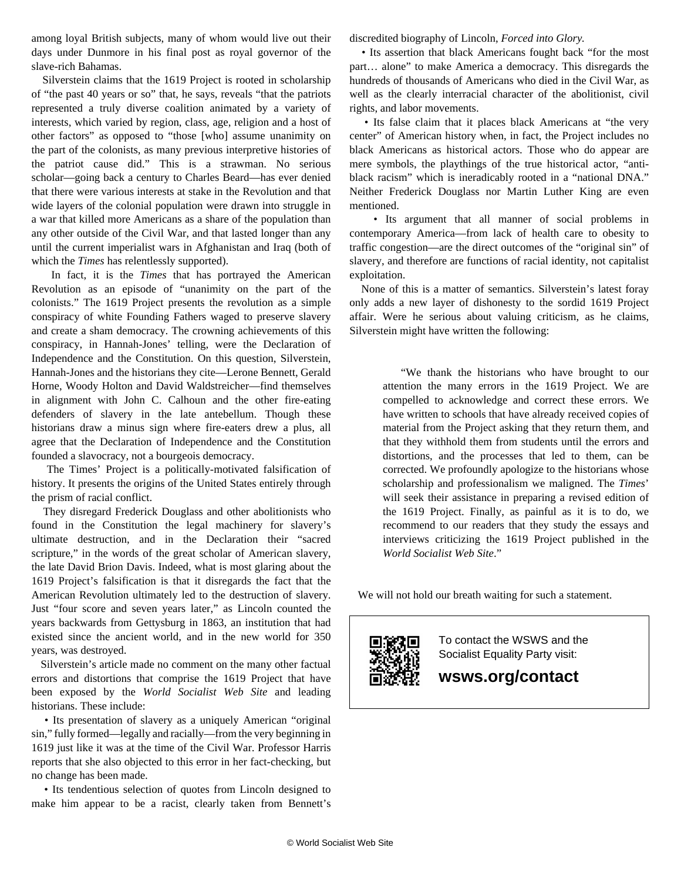among loyal British subjects, many of whom would live out their days under Dunmore in his final post as royal governor of the slave-rich Bahamas.

Silverstein claims that the 1619 Project is rooted in scholarship of "the past 40 years or so" that, he says, reveals "that the patriots represented a truly diverse coalition animated by a variety of interests, which varied by region, class, age, religion and a host of other factors" as opposed to "those [who] assume unanimity on the part of the colonists, as many previous interpretive histories of the patriot cause did." This is a strawman. No serious scholar—going back a century to Charles Beard—has ever denied that there were various interests at stake in the Revolution and that wide layers of the colonial population were drawn into struggle in a war that killed more Americans as a share of the population than any other outside of the Civil War, and that lasted longer than any until the current imperialist wars in Afghanistan and Iraq (both of which the *Times* has relentlessly supported).

In fact, it is the *Times* that has portrayed the American Revolution as an episode of "unanimity on the part of the colonists." The 1619 Project presents the revolution as a simple conspiracy of white Founding Fathers waged to preserve slavery and create a sham democracy. The crowning achievements of this conspiracy, in Hannah-Jones' telling, were the Declaration of Independence and the Constitution. On this question, Silverstein, Hannah-Jones and the historians they cite—Lerone Bennett, Gerald Horne, Woody Holton and David Waldstreicher—find themselves in alignment with John C. Calhoun and the other fire-eating defenders of slavery in the late antebellum. Though these historians draw a minus sign where fire-eaters drew a plus, all agree that the Declaration of Independence and the Constitution founded a slavocracy, not a bourgeois democracy.

The Times' Project is a politically-motivated falsification of history. It presents the origins of the United States entirely through the prism of racial conflict.

They disregard Frederick Douglass and other abolitionists who found in the Constitution the legal machinery for slavery's ultimate destruction, and in the Declaration their "sacred scripture," in the words of the great scholar of American slavery, the late David Brion Davis. Indeed, what is most glaring about the 1619 Project's falsification is that it disregards the fact that the American Revolution ultimately led to the destruction of slavery. Just "four score and seven years later," as Lincoln counted the years backwards from Gettysburg in 1863, an institution that had existed since the ancient world, and in the new world for 350 years, was destroyed.

Silverstein's article made no comment on the many other factual errors and distortions that comprise the 1619 Project that have been exposed by the *World Socialist Web Site* and leading historians. These include:

• Its presentation of slavery as a uniquely American "original sin," fully formed—legally and racially—from the very beginning in 1619 just like it was at the time of the Civil War. Professor Harris reports that she also objected to this error in her fact-checking, but no change has been made.

• Its tendentious selection of quotes from Lincoln designed to make him appear to be a racist, clearly taken from Bennett's discredited biography of Lincoln, *Forced into Glory.*

• Its assertion that black Americans fought back "for the most part… alone" to make America a democracy. This disregards the hundreds of thousands of Americans who died in the Civil War, as well as the clearly interracial character of the abolitionist, civil rights, and labor movements.

• Its false claim that it places black Americans at "the very center" of American history when, in fact, the Project includes no black Americans as historical actors. Those who do appear are mere symbols, the playthings of the true historical actor, "anti-black racism" which is ineradicably rooted in a "national DNA." Neither Frederick Douglass nor Martin Luther King are even mentioned.

• Its argument that all manner of social problems in contemporary America—from lack of health care to obesity to traffic congestion—are the direct outcomes of the "original sin" of slavery, and therefore are functions of racial identity, not capitalist exploitation.

None of this is a matter of semantics. Silverstein's latest foray only adds a new layer of dishonesty to the sordid 1619 Project affair. Were he serious about valuing criticism, as he claims, Silverstein might have written the following:

> "We thank the historians who have brought to our attention the many errors in the 1619 Project. We are compelled to acknowledge and correct these errors. We have written to schools that have already received copies of material from the Project asking that they return them, and that they withhold them from students until the errors and distortions, and the processes that led to them, can be corrected. We profoundly apologize to the historians whose scholarship and professionalism we maligned. The *Times*' will seek their assistance in preparing a revised edition of the 1619 Project. Finally, as painful as it is to do, we recommend to our readers that they study the essays and interviews criticizing the 1619 Project published in the *World Socialist Web Site*."

We will not hold our breath waiting for such a statement.

To contact the WSWS and the Socialist Equality Party visit:

**wsws.org/contact**